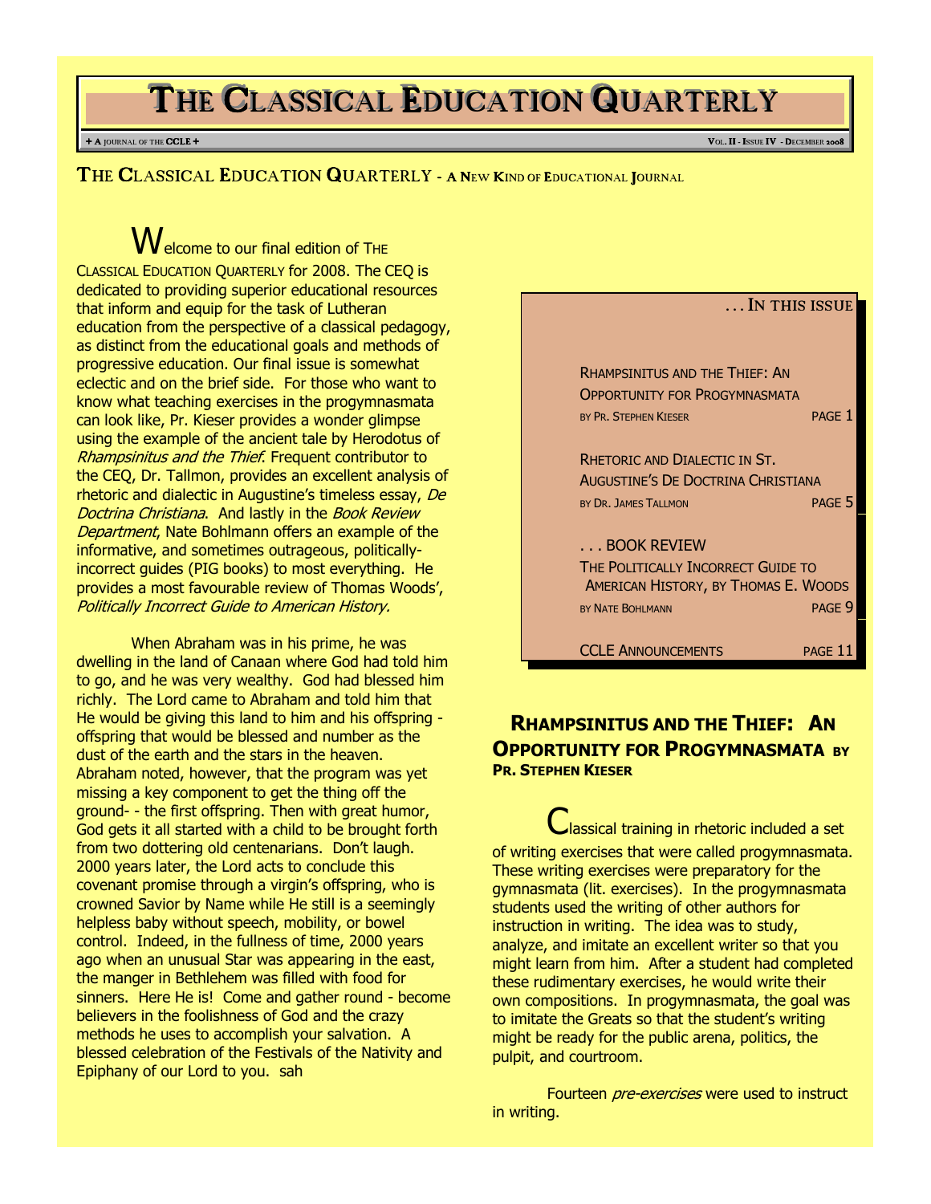# THE CLASSICAL EDUCATION QUARTERLY

+ A JOURNAL OF THE CCLE +

## THE CLASSICAL EDUCATION QUARTERLY - A NEW KIND OF EDUCATIONAL JOURNAL

Welcome to our final edition of THE CLASSICAL EDUCATION QUARTERLY for 2008. The CEQ is dedicated to providing superior educational resources that inform and equip for the task of Lutheran education from the perspective of a classical pedagogy, as distinct from the educational goals and methods of progressive education. Our final issue is somewhat eclectic and on the brief side. For those who want to know what teaching exercises in the progymnasmata can look like, Pr. Kieser provides a wonder glimpse using the example of the ancient tale by Herodotus of *Rhampsinitus and the Thief*. Frequent contributor to the CEQ, Dr. Tallmon, provides an excellent analysis of rhetoric and dialectic in Augustine's timeless essay, *De Doctrina Christiana*. And lastly in the *Book Review Department*, Nate Bohlmann offers an example of the informative, and sometimes outrageous, politically-incorrect guides (PIG books) to most everything. He provides a most favourable review of Thomas Woods', *Politically Incorrect Guide to American History.*

When Abraham was in his prime, he was dwelling in the land of Canaan where God had told him to go, and he was very wealthy. God had blessed him richly. The Lord came to Abraham and told him that He would be giving this land to him and his offspring - offspring that would be blessed and number as the dust of the earth and the stars in the heaven. Abraham noted, however, that the program was yet missing a key component to get the thing off the ground- - the first offspring. Then with great humor, God gets it all started with a child to be brought forth from two dottering old centenarians. Don't laugh. 2000 years later, the Lord acts to conclude this covenant promise through a virgin's offspring, who is crowned Savior by Name while He still is a seemingly helpless baby without speech, mobility, or bowel control. Indeed, in the fullness of time, 2000 years ago when an unusual Star was appearing in the east, the manger in Bethlehem was filled with food for sinners. Here He is! Come and gather round - become believers in the foolishness of God and the crazy methods he uses to accomplish your salvation. A blessed celebration of the Festivals of the Nativity and Epiphany of our Lord to you. sah

### . . . IN THIS ISSUE

- RHAMPSINITUS AND THE THIEF: AN OPPORTUNITY FOR PROGYMNASMATA, BY PR. STEPHEN KIESER — PAGE 1
- RHETORIC AND DIALECTIC IN ST. AUGUSTINE'S DE DOCTRINA CHRISTIANA, BY DR. JAMES TALLMON — PAGE 5
- . . . BOOK REVIEW: THE POLITICALLY INCORRECT GUIDE TO AMERICAN HISTORY, BY THOMAS E. WOODS, BY NATE BOHLMANN — PAGE 9
- CCLE ANNOUNCEMENTS — PAGE 11

## RHAMPSINITUS AND THE THIEF: AN OPPORTUNITY FOR PROGYMNASMATA BY PR. STEPHEN KIESER

Classical training in rhetoric included a set of writing exercises that were called progymnasmata. These writing exercises were preparatory for the gymnasmata (lit. exercises). In the progymnasmata students used the writing of other authors for instruction in writing. The idea was to study, analyze, and imitate an excellent writer so that you might learn from him. After a student had completed these rudimentary exercises, he would write their own compositions. In progymnasmata, the goal was to imitate the Greats so that the student's writing might be ready for the public arena, politics, the pulpit, and courtroom.

Fourteen *pre-exercises* were used to instruct in writing.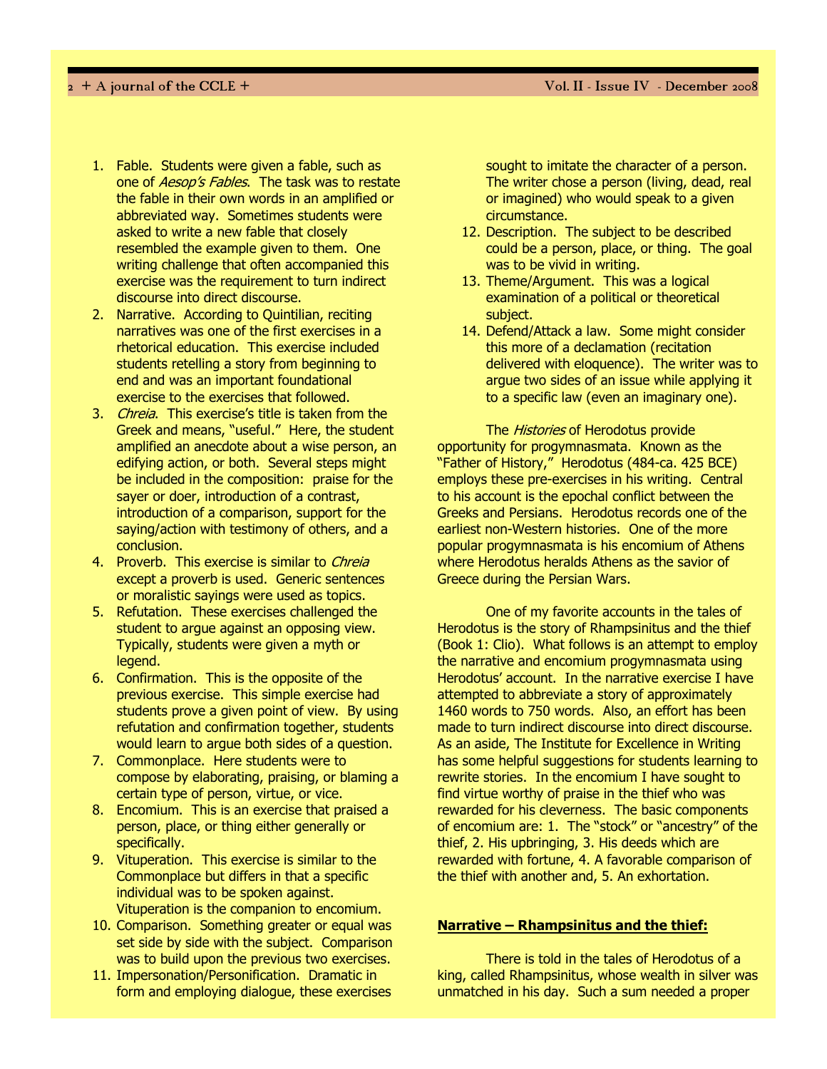1. Fable. Students were given a fable, such as one of *Aesop's Fables*. The task was to restate the fable in their own words in an amplified or abbreviated way. Sometimes students were asked to write a new fable that closely resembled the example given to them. One writing challenge that often accompanied this exercise was the requirement to turn indirect discourse into direct discourse.
2. Narrative. According to Quintilian, reciting narratives was one of the first exercises in a rhetorical education. This exercise included students retelling a story from beginning to end and was an important foundational exercise to the exercises that followed.
3. *Chreia*. This exercise's title is taken from the Greek and means, "useful." Here, the student amplified an anecdote about a wise person, an edifying action, or both. Several steps might be included in the composition: praise for the sayer or doer, introduction of a contrast, introduction of a comparison, support for the saying/action with testimony of others, and a conclusion.
4. Proverb. This exercise is similar to *Chreia* except a proverb is used. Generic sentences or moralistic sayings were used as topics.
5. Refutation. These exercises challenged the student to argue against an opposing view. Typically, students were given a myth or legend.
6. Confirmation. This is the opposite of the previous exercise. This simple exercise had students prove a given point of view. By using refutation and confirmation together, students would learn to argue both sides of a question.
7. Commonplace. Here students were to compose by elaborating, praising, or blaming a certain type of person, virtue, or vice.
8. Encomium. This is an exercise that praised a person, place, or thing either generally or specifically.
9. Vituperation. This exercise is similar to the Commonplace but differs in that a specific individual was to be spoken against. Vituperation is the companion to encomium.
10. Comparison. Something greater or equal was set side by side with the subject. Comparison was to build upon the previous two exercises.
11. Impersonation/Personification. Dramatic in form and employing dialogue, these exercises sought to imitate the character of a person. The writer chose a person (living, dead, real or imagined) who would speak to a given circumstance.
12. Description. The subject to be described could be a person, place, or thing. The goal was to be vivid in writing.
13. Theme/Argument. This was a logical examination of a political or theoretical subject.
14. Defend/Attack a law. Some might consider this more of a declamation (recitation delivered with eloquence). The writer was to argue two sides of an issue while applying it to a specific law (even an imaginary one).

The *Histories* of Herodotus provide opportunity for progymnasmata. Known as the "Father of History," Herodotus (484-ca. 425 BCE) employs these pre-exercises in his writing. Central to his account is the epochal conflict between the Greeks and Persians. Herodotus records one of the earliest non-Western histories. One of the more popular progymnasmata is his encomium of Athens where Herodotus heralds Athens as the savior of Greece during the Persian Wars.

One of my favorite accounts in the tales of Herodotus is the story of Rhampsinitus and the thief (Book 1: Clio). What follows is an attempt to employ the narrative and encomium progymnasmata using Herodotus' account. In the narrative exercise I have attempted to abbreviate a story of approximately 1460 words to 750 words. Also, an effort has been made to turn indirect discourse into direct discourse. As an aside, The Institute for Excellence in Writing has some helpful suggestions for students learning to rewrite stories. In the encomium I have sought to find virtue worthy of praise in the thief who was rewarded for his cleverness. The basic components of encomium are: 1. The "stock" or "ancestry" of the thief, 2. His upbringing, 3. His deeds which are rewarded with fortune, 4. A favorable comparison of the thief with another and, 5. An exhortation.

**Narrative – Rhampsinitus and the thief:**

There is told in the tales of Herodotus of a king, called Rhampsinitus, whose wealth in silver was unmatched in his day. Such a sum needed a proper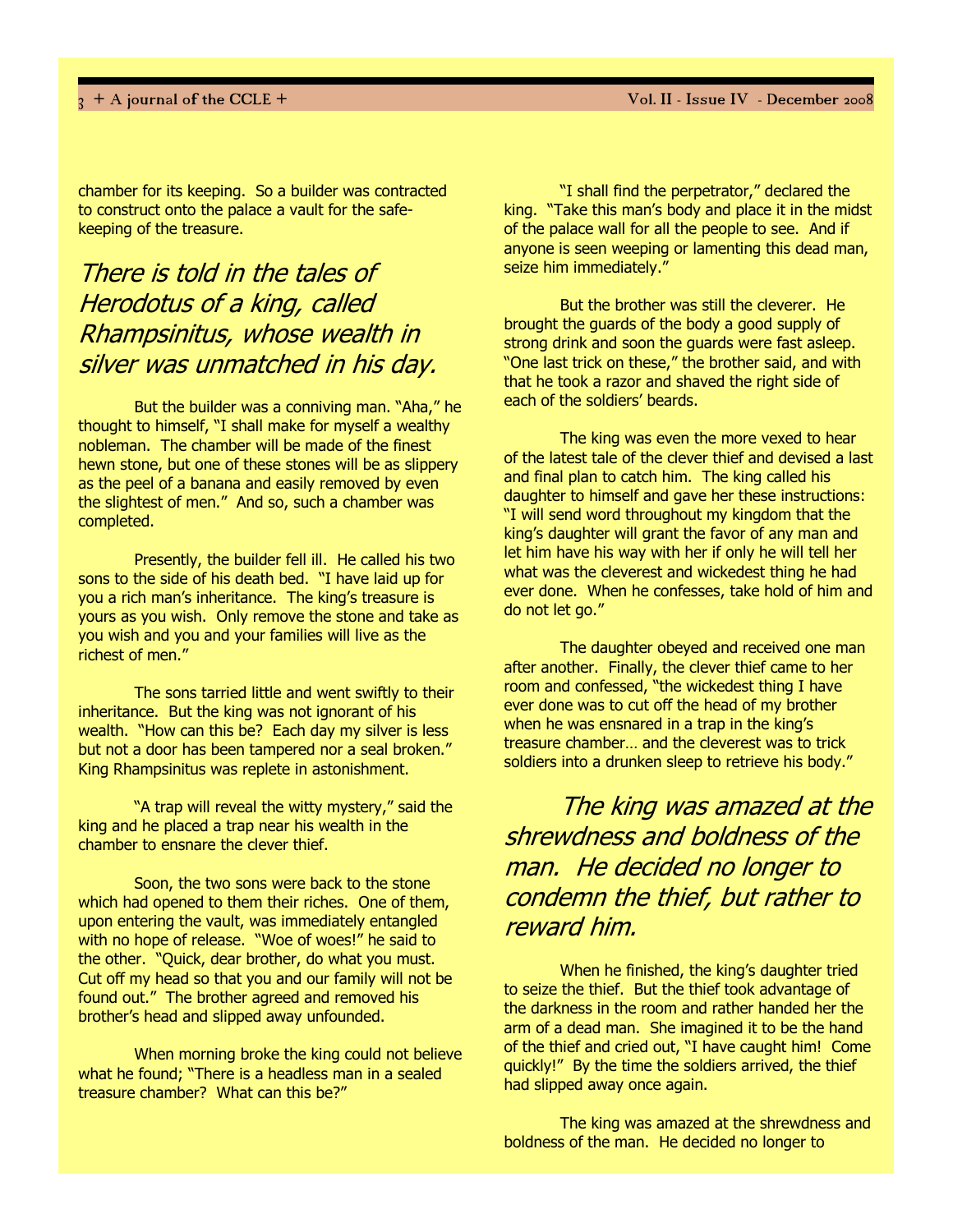chamber for its keeping. So a builder was contracted to construct onto the palace a vault for the safe-keeping of the treasure.

*There is told in the tales of Herodotus of a king, called Rhampsinitus, whose wealth in silver was unmatched in his day.*

But the builder was a conniving man. "Aha," he thought to himself, "I shall make for myself a wealthy nobleman. The chamber will be made of the finest hewn stone, but one of these stones will be as slippery as the peel of a banana and easily removed by even the slightest of men." And so, such a chamber was completed.

Presently, the builder fell ill. He called his two sons to the side of his death bed. "I have laid up for you a rich man's inheritance. The king's treasure is yours as you wish. Only remove the stone and take as you wish and you and your families will live as the richest of men."

The sons tarried little and went swiftly to their inheritance. But the king was not ignorant of his wealth. "How can this be? Each day my silver is less but not a door has been tampered nor a seal broken." King Rhampsinitus was replete in astonishment.

"A trap will reveal the witty mystery," said the king and he placed a trap near his wealth in the chamber to ensnare the clever thief.

Soon, the two sons were back to the stone which had opened to them their riches. One of them, upon entering the vault, was immediately entangled with no hope of release. "Woe of woes!" he said to the other. "Quick, dear brother, do what you must. Cut off my head so that you and our family will not be found out." The brother agreed and removed his brother's head and slipped away unfounded.

When morning broke the king could not believe what he found; "There is a headless man in a sealed treasure chamber? What can this be?"

"I shall find the perpetrator," declared the king. "Take this man's body and place it in the midst of the palace wall for all the people to see. And if anyone is seen weeping or lamenting this dead man, seize him immediately."

But the brother was still the cleverer. He brought the guards of the body a good supply of strong drink and soon the guards were fast asleep. "One last trick on these," the brother said, and with that he took a razor and shaved the right side of each of the soldiers' beards.

The king was even the more vexed to hear of the latest tale of the clever thief and devised a last and final plan to catch him. The king called his daughter to himself and gave her these instructions: "I will send word throughout my kingdom that the king's daughter will grant the favor of any man and let him have his way with her if only he will tell her what was the cleverest and wickedest thing he had ever done. When he confesses, take hold of him and do not let go."

The daughter obeyed and received one man after another. Finally, the clever thief came to her room and confessed, "the wickedest thing I have ever done was to cut off the head of my brother when he was ensnared in a trap in the king's treasure chamber… and the cleverest was to trick soldiers into a drunken sleep to retrieve his body."

*The king was amazed at the shrewdness and boldness of the man. He decided no longer to condemn the thief, but rather to reward him.*

When he finished, the king's daughter tried to seize the thief. But the thief took advantage of the darkness in the room and rather handed her the arm of a dead man. She imagined it to be the hand of the thief and cried out, "I have caught him! Come quickly!" By the time the soldiers arrived, the thief had slipped away once again.

The king was amazed at the shrewdness and boldness of the man. He decided no longer to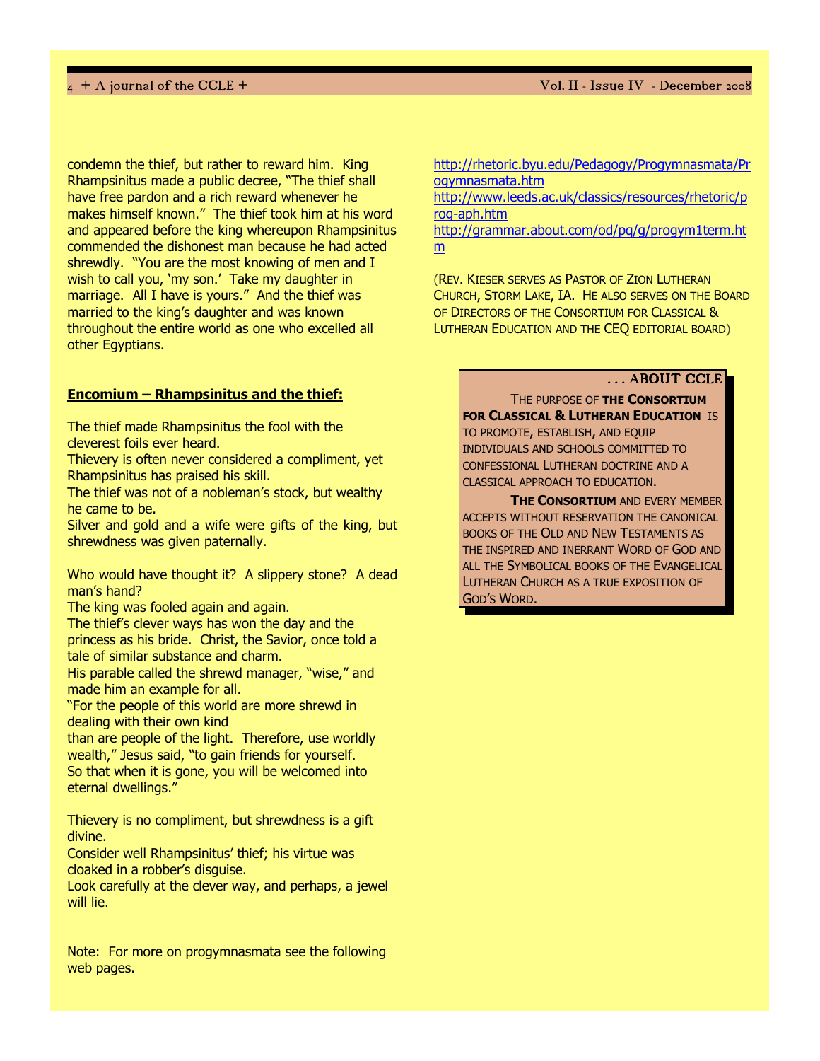condemn the thief, but rather to reward him. King Rhampsinitus made a public decree, "The thief shall have free pardon and a rich reward whenever he makes himself known." The thief took him at his word and appeared before the king whereupon Rhampsinitus commended the dishonest man because he had acted shrewdly. "You are the most knowing of men and I wish to call you, 'my son.' Take my daughter in marriage. All I have is yours." And the thief was married to the king's daughter and was known throughout the entire world as one who excelled all other Egyptians.

**Encomium – Rhampsinitus and the thief:**

The thief made Rhampsinitus the fool with the cleverest foils ever heard.
Thievery is often never considered a compliment, yet Rhampsinitus has praised his skill.
The thief was not of a nobleman's stock, but wealthy he came to be.
Silver and gold and a wife were gifts of the king, but shrewdness was given paternally.

Who would have thought it? A slippery stone? A dead man's hand?
The king was fooled again and again.
The thief's clever ways has won the day and the princess as his bride. Christ, the Savior, once told a tale of similar substance and charm.
His parable called the shrewd manager, "wise," and made him an example for all.
"For the people of this world are more shrewd in dealing with their own kind
than are people of the light. Therefore, use worldly wealth," Jesus said, "to gain friends for yourself.
So that when it is gone, you will be welcomed into eternal dwellings."

Thievery is no compliment, but shrewdness is a gift divine.
Consider well Rhampsinitus' thief; his virtue was cloaked in a robber's disguise.
Look carefully at the clever way, and perhaps, a jewel will lie.

Note: For more on progymnasmata see the following web pages.

http://rhetoric.byu.edu/Pedagogy/Progymnasmata/Progymnasmata.htm
http://www.leeds.ac.uk/classics/resources/rhetoric/prog-aph.htm
http://grammar.about.com/od/pq/g/progym1term.htm

(Rev. Kieser serves as Pastor of Zion Lutheran Church, Storm Lake, IA. He also serves on the Board of Directors of the Consortium for Classical & Lutheran Education and the CEQ editorial board)

### . . . ABOUT CCLE

The purpose of **the Consortium for Classical & Lutheran Education** is to promote, establish, and equip individuals and schools committed to confessional Lutheran doctrine and a classical approach to education.

**The Consortium** and every member accepts without reservation the canonical books of the Old and New Testaments as the inspired and inerrant Word of God and all the Symbolical books of the Evangelical Lutheran Church as a true exposition of God's Word.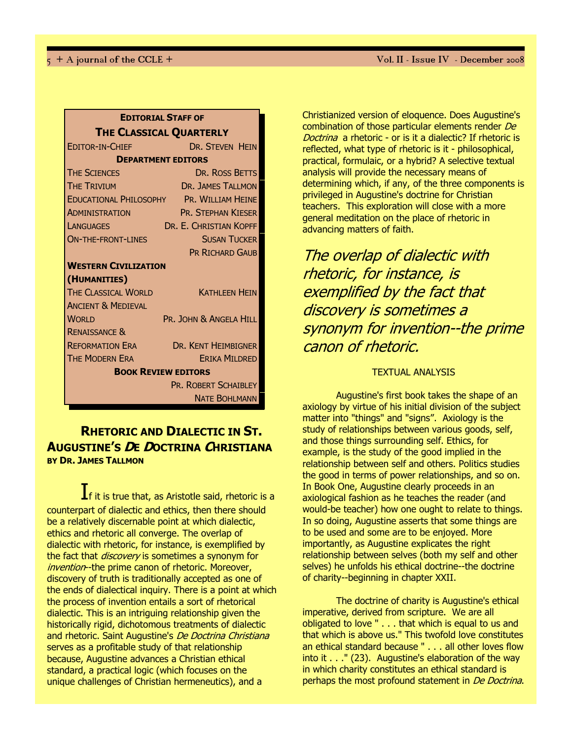**EDITORIAL STAFF OF THE CLASSICAL QUARTERLY**

| | |
|---|---|
| EDITOR-IN-CHIEF | DR. STEVEN HEIN |
| **DEPARTMENT EDITORS** | |
| THE SCIENCES | DR. ROSS BETTS |
| THE TRIVIUM | DR. JAMES TALLMON |
| EDUCATIONAL PHILOSOPHY | PR. WILLIAM HEINE |
| ADMINISTRATION | PR. STEPHAN KIESER |
| LANGUAGES | DR. E. CHRISTIAN KOPFF |
| ON-THE-FRONT-LINES | SUSAN TUCKER |
| | PR RICHARD GAUB |
| **WESTERN CIVILIZATION (HUMANITIES)** | |
| THE CLASSICAL WORLD | KATHLEEN HEIN |
| ANCIENT & MEDIEVAL WORLD | PR. JOHN & ANGELA HILL |
| RENAISSANCE & REFORMATION ERA | DR. KENT HEIMBIGNER |
| THE MODERN ERA | ERIKA MILDRED |
| **BOOK REVIEW EDITORS** | |
| | PR. ROBERT SCHAIBLEY |
| | NATE BOHLMANN |

## RHETORIC AND DIALECTIC IN ST. AUGUSTINE'S *DE DOCTRINA CHRISTIANA*

**BY DR. JAMES TALLMON**

If it is true that, as Aristotle said, rhetoric is a counterpart of dialectic and ethics, then there should be a relatively discernable point at which dialectic, ethics and rhetoric all converge. The overlap of dialectic with rhetoric, for instance, is exemplified by the fact that *discovery* is sometimes a synonym for *invention*--the prime canon of rhetoric. Moreover, discovery of truth is traditionally accepted as one of the ends of dialectical inquiry. There is a point at which the process of invention entails a sort of rhetorical dialectic. This is an intriguing relationship given the historically rigid, dichotomous treatments of dialectic and rhetoric. Saint Augustine's *De Doctrina Christiana* serves as a profitable study of that relationship because, Augustine advances a Christian ethical standard, a practical logic (which focuses on the unique challenges of Christian hermeneutics), and a Christianized version of eloquence. Does Augustine's combination of those particular elements render *De Doctrina* a rhetoric - or is it a dialectic? If rhetoric is reflected, what type of rhetoric is it - philosophical, practical, formulaic, or a hybrid? A selective textual analysis will provide the necessary means of determining which, if any, of the three components is privileged in Augustine's doctrine for Christian teachers. This exploration will close with a more general meditation on the place of rhetoric in advancing matters of faith.

*The overlap of dialectic with rhetoric, for instance, is exemplified by the fact that discovery is sometimes a synonym for invention--the prime canon of rhetoric.*

### TEXTUAL ANALYSIS

Augustine's first book takes the shape of an axiology by virtue of his initial division of the subject matter into "things" and "signs". Axiology is the study of relationships between various goods, self, and those things surrounding self. Ethics, for example, is the study of the good implied in the relationship between self and others. Politics studies the good in terms of power relationships, and so on. In Book One, Augustine clearly proceeds in an axiological fashion as he teaches the reader (and would-be teacher) how one ought to relate to things. In so doing, Augustine asserts that some things are to be used and some are to be enjoyed. More importantly, as Augustine explicates the right relationship between selves (both my self and other selves) he unfolds his ethical doctrine--the doctrine of charity--beginning in chapter XXII.

The doctrine of charity is Augustine's ethical imperative, derived from scripture. We are all obligated to love " . . . that which is equal to us and that which is above us." This twofold love constitutes an ethical standard because " . . . all other loves flow into it . . ." (23). Augustine's elaboration of the way in which charity constitutes an ethical standard is perhaps the most profound statement in *De Doctrina*.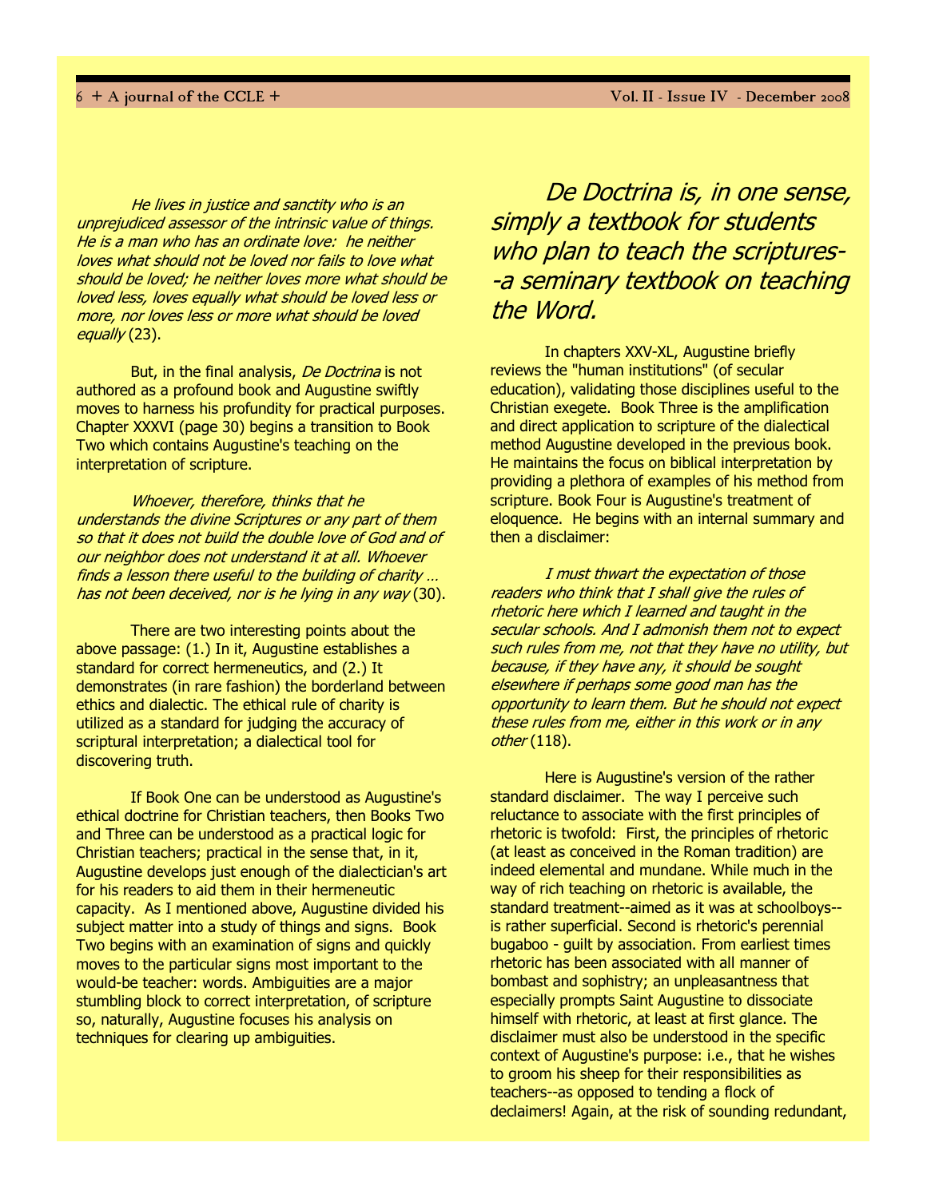*He lives in justice and sanctity who is an unprejudiced assessor of the intrinsic value of things. He is a man who has an ordinate love: he neither loves what should not be loved nor fails to love what should be loved; he neither loves more what should be loved less, loves equally what should be loved less or more, nor loves less or more what should be loved equally* (23).

But, in the final analysis, *De Doctrina* is not authored as a profound book and Augustine swiftly moves to harness his profundity for practical purposes. Chapter XXXVI (page 30) begins a transition to Book Two which contains Augustine's teaching on the interpretation of scripture.

*Whoever, therefore, thinks that he understands the divine Scriptures or any part of them so that it does not build the double love of God and of our neighbor does not understand it at all. Whoever finds a lesson there useful to the building of charity … has not been deceived, nor is he lying in any way* (30).

There are two interesting points about the above passage: (1.) In it, Augustine establishes a standard for correct hermeneutics, and (2.) It demonstrates (in rare fashion) the borderland between ethics and dialectic. The ethical rule of charity is utilized as a standard for judging the accuracy of scriptural interpretation; a dialectical tool for discovering truth.

If Book One can be understood as Augustine's ethical doctrine for Christian teachers, then Books Two and Three can be understood as a practical logic for Christian teachers; practical in the sense that, in it, Augustine develops just enough of the dialectician's art for his readers to aid them in their hermeneutic capacity. As I mentioned above, Augustine divided his subject matter into a study of things and signs. Book Two begins with an examination of signs and quickly moves to the particular signs most important to the would-be teacher: words. Ambiguities are a major stumbling block to correct interpretation, of scripture so, naturally, Augustine focuses his analysis on techniques for clearing up ambiguities.

> *De Doctrina is, in one sense, simply a textbook for students who plan to teach the scriptures--a seminary textbook on teaching the Word.*

In chapters XXV-XL, Augustine briefly reviews the "human institutions" (of secular education), validating those disciplines useful to the Christian exegete. Book Three is the amplification and direct application to scripture of the dialectical method Augustine developed in the previous book. He maintains the focus on biblical interpretation by providing a plethora of examples of his method from scripture. Book Four is Augustine's treatment of eloquence. He begins with an internal summary and then a disclaimer:

*I must thwart the expectation of those readers who think that I shall give the rules of rhetoric here which I learned and taught in the secular schools. And I admonish them not to expect such rules from me, not that they have no utility, but because, if they have any, it should be sought elsewhere if perhaps some good man has the opportunity to learn them. But he should not expect these rules from me, either in this work or in any other* (118).

Here is Augustine's version of the rather standard disclaimer. The way I perceive such reluctance to associate with the first principles of rhetoric is twofold: First, the principles of rhetoric (at least as conceived in the Roman tradition) are indeed elemental and mundane. While much in the way of rich teaching on rhetoric is available, the standard treatment--aimed as it was at schoolboys--is rather superficial. Second is rhetoric's perennial bugaboo - guilt by association. From earliest times rhetoric has been associated with all manner of bombast and sophistry; an unpleasantness that especially prompts Saint Augustine to dissociate himself with rhetoric, at least at first glance. The disclaimer must also be understood in the specific context of Augustine's purpose: i.e., that he wishes to groom his sheep for their responsibilities as teachers--as opposed to tending a flock of declaimers! Again, at the risk of sounding redundant,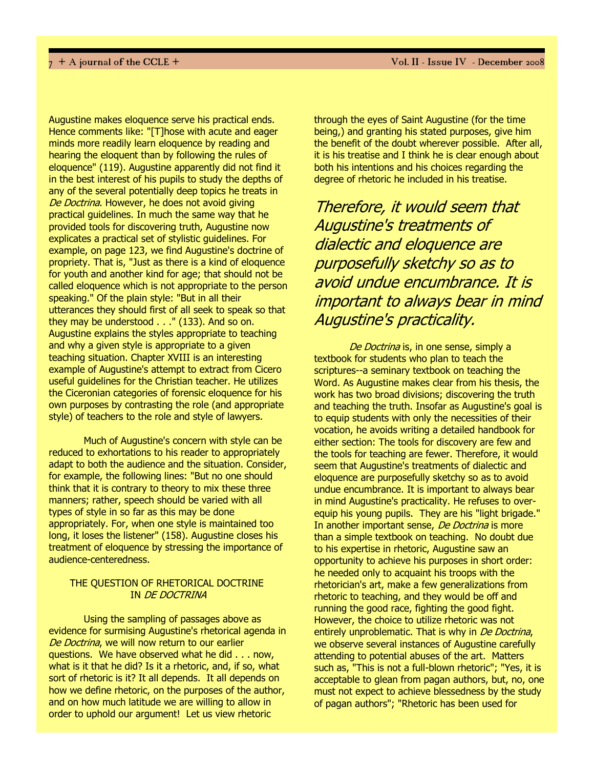Augustine makes eloquence serve his practical ends. Hence comments like: "[T]hose with acute and eager minds more readily learn eloquence by reading and hearing the eloquent than by following the rules of eloquence" (119). Augustine apparently did not find it in the best interest of his pupils to study the depths of any of the several potentially deep topics he treats in *De Doctrina*. However, he does not avoid giving practical guidelines. In much the same way that he provided tools for discovering truth, Augustine now explicates a practical set of stylistic guidelines. For example, on page 123, we find Augustine's doctrine of propriety. That is, "Just as there is a kind of eloquence for youth and another kind for age; that should not be called eloquence which is not appropriate to the person speaking." Of the plain style: "But in all their utterances they should first of all seek to speak so that they may be understood . . ." (133). And so on. Augustine explains the styles appropriate to teaching and why a given style is appropriate to a given teaching situation. Chapter XVIII is an interesting example of Augustine's attempt to extract from Cicero useful guidelines for the Christian teacher. He utilizes the Ciceronian categories of forensic eloquence for his own purposes by contrasting the role (and appropriate style) of teachers to the role and style of lawyers.

Much of Augustine's concern with style can be reduced to exhortations to his reader to appropriately adapt to both the audience and the situation. Consider, for example, the following lines: "But no one should think that it is contrary to theory to mix these three manners; rather, speech should be varied with all types of style in so far as this may be done appropriately. For, when one style is maintained too long, it loses the listener" (158). Augustine closes his treatment of eloquence by stressing the importance of audience-centeredness.

## THE QUESTION OF RHETORICAL DOCTRINE IN *DE DOCTRINA*

Using the sampling of passages above as evidence for surmising Augustine's rhetorical agenda in *De Doctrina*, we will now return to our earlier questions. We have observed what he did . . . now, what is it that he did? Is it a rhetoric, and, if so, what sort of rhetoric is it? It all depends. It all depends on how we define rhetoric, on the purposes of the author, and on how much latitude we are willing to allow in order to uphold our argument! Let us view rhetoric through the eyes of Saint Augustine (for the time being,) and granting his stated purposes, give him the benefit of the doubt wherever possible. After all, it is his treatise and I think he is clear enough about both his intentions and his choices regarding the degree of rhetoric he included in his treatise.

> *Therefore, it would seem that Augustine's treatments of dialectic and eloquence are purposefully sketchy so as to avoid undue encumbrance. It is important to always bear in mind Augustine's practicality.*

*De Doctrina* is, in one sense, simply a textbook for students who plan to teach the scriptures--a seminary textbook on teaching the Word. As Augustine makes clear from his thesis, the work has two broad divisions; discovering the truth and teaching the truth. Insofar as Augustine's goal is to equip students with only the necessities of their vocation, he avoids writing a detailed handbook for either section: The tools for discovery are few and the tools for teaching are fewer. Therefore, it would seem that Augustine's treatments of dialectic and eloquence are purposefully sketchy so as to avoid undue encumbrance. It is important to always bear in mind Augustine's practicality. He refuses to over-equip his young pupils. They are his "light brigade." In another important sense, *De Doctrina* is more than a simple textbook on teaching. No doubt due to his expertise in rhetoric, Augustine saw an opportunity to achieve his purposes in short order: he needed only to acquaint his troops with the rhetorician's art, make a few generalizations from rhetoric to teaching, and they would be off and running the good race, fighting the good fight. However, the choice to utilize rhetoric was not entirely unproblematic. That is why in *De Doctrina*, we observe several instances of Augustine carefully attending to potential abuses of the art. Matters such as, "This is not a full-blown rhetoric"; "Yes, it is acceptable to glean from pagan authors, but, no, one must not expect to achieve blessedness by the study of pagan authors"; "Rhetoric has been used for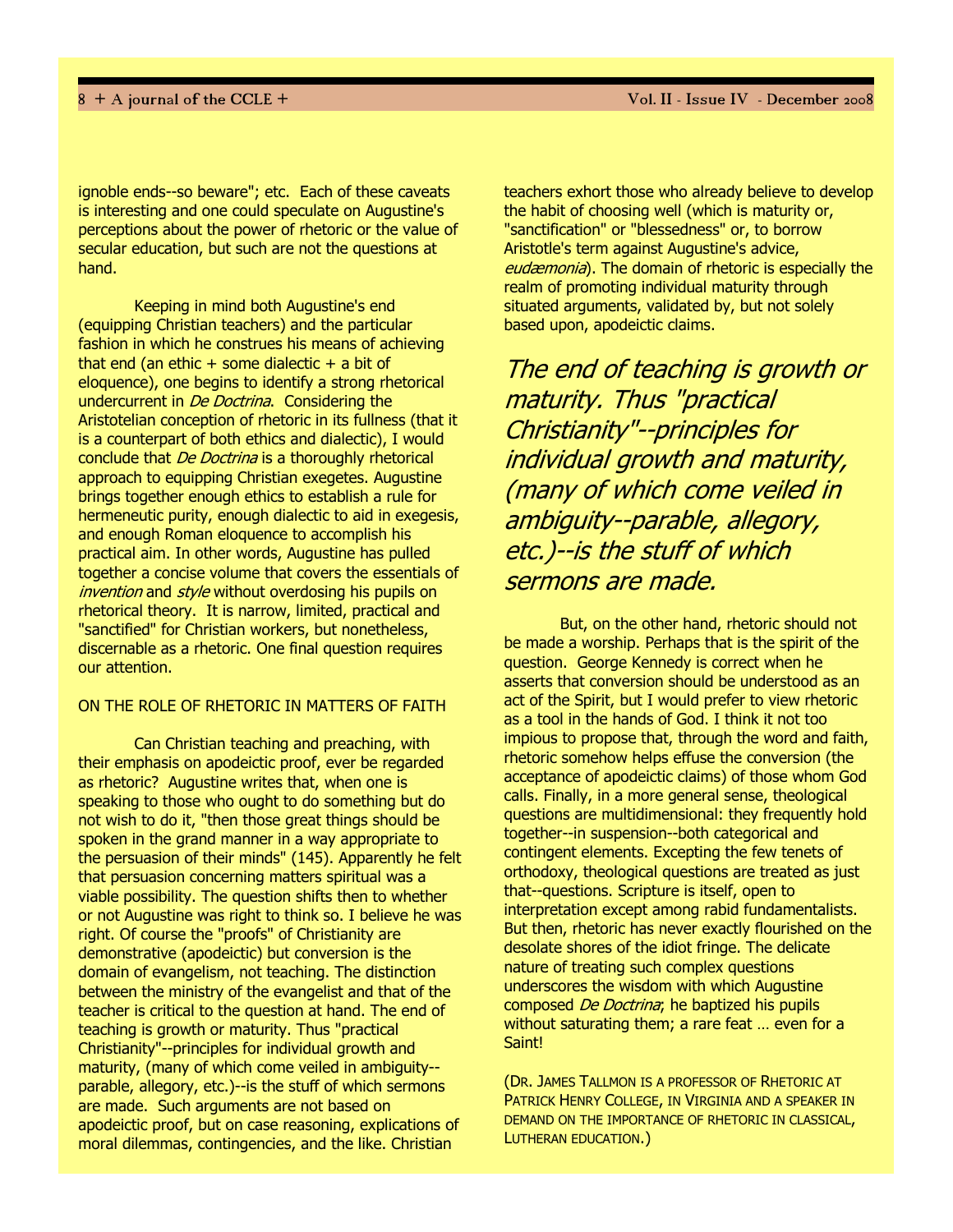ignoble ends--so beware"; etc. Each of these caveats is interesting and one could speculate on Augustine's perceptions about the power of rhetoric or the value of secular education, but such are not the questions at hand.

Keeping in mind both Augustine's end (equipping Christian teachers) and the particular fashion in which he construes his means of achieving that end (an ethic + some dialectic + a bit of eloquence), one begins to identify a strong rhetorical undercurrent in *De Doctrina*. Considering the Aristotelian conception of rhetoric in its fullness (that it is a counterpart of both ethics and dialectic), I would conclude that *De Doctrina* is a thoroughly rhetorical approach to equipping Christian exegetes. Augustine brings together enough ethics to establish a rule for hermeneutic purity, enough dialectic to aid in exegesis, and enough Roman eloquence to accomplish his practical aim. In other words, Augustine has pulled together a concise volume that covers the essentials of *invention* and *style* without overdosing his pupils on rhetorical theory. It is narrow, limited, practical and "sanctified" for Christian workers, but nonetheless, discernable as a rhetoric. One final question requires our attention.

ON THE ROLE OF RHETORIC IN MATTERS OF FAITH

Can Christian teaching and preaching, with their emphasis on apodeictic proof, ever be regarded as rhetoric? Augustine writes that, when one is speaking to those who ought to do something but do not wish to do it, "then those great things should be spoken in the grand manner in a way appropriate to the persuasion of their minds" (145). Apparently he felt that persuasion concerning matters spiritual was a viable possibility. The question shifts then to whether or not Augustine was right to think so. I believe he was right. Of course the "proofs" of Christianity are demonstrative (apodeictic) but conversion is the domain of evangelism, not teaching. The distinction between the ministry of the evangelist and that of the teacher is critical to the question at hand. The end of teaching is growth or maturity. Thus "practical Christianity"--principles for individual growth and maturity, (many of which come veiled in ambiguity--parable, allegory, etc.)--is the stuff of which sermons are made. Such arguments are not based on apodeictic proof, but on case reasoning, explications of moral dilemmas, contingencies, and the like. Christian teachers exhort those who already believe to develop the habit of choosing well (which is maturity or, "sanctification" or "blessedness" or, to borrow Aristotle's term against Augustine's advice, *eudæmonia*). The domain of rhetoric is especially the realm of promoting individual maturity through situated arguments, validated by, but not solely based upon, apodeictic claims.

*The end of teaching is growth or maturity. Thus "practical Christianity"--principles for individual growth and maturity, (many of which come veiled in ambiguity--parable, allegory, etc.)--is the stuff of which sermons are made.*

But, on the other hand, rhetoric should not be made a worship. Perhaps that is the spirit of the question. George Kennedy is correct when he asserts that conversion should be understood as an act of the Spirit, but I would prefer to view rhetoric as a tool in the hands of God. I think it not too impious to propose that, through the word and faith, rhetoric somehow helps effuse the conversion (the acceptance of apodeictic claims) of those whom God calls. Finally, in a more general sense, theological questions are multidimensional: they frequently hold together--in suspension--both categorical and contingent elements. Excepting the few tenets of orthodoxy, theological questions are treated as just that--questions. Scripture is itself, open to interpretation except among rabid fundamentalists. But then, rhetoric has never exactly flourished on the desolate shores of the idiot fringe. The delicate nature of treating such complex questions underscores the wisdom with which Augustine composed *De Doctrina*; he baptized his pupils without saturating them; a rare feat … even for a Saint!

(DR. JAMES TALLMON IS A PROFESSOR OF RHETORIC AT PATRICK HENRY COLLEGE, IN VIRGINIA AND A SPEAKER IN DEMAND ON THE IMPORTANCE OF RHETORIC IN CLASSICAL, LUTHERAN EDUCATION.)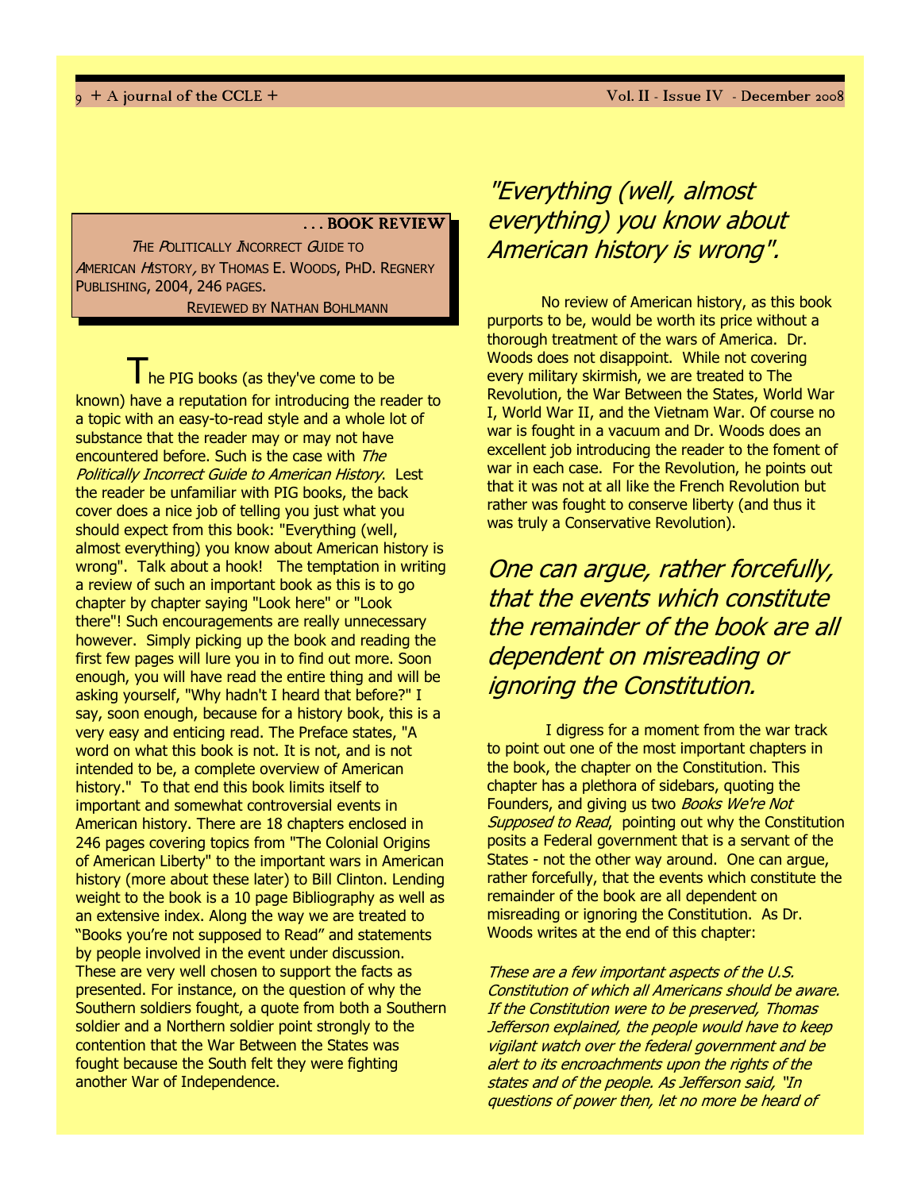**. . . BOOK REVIEW**

*The Politically Incorrect Guide to American History*, by Thomas E. Woods, PhD. Regnery Publishing, 2004, 246 pages.

Reviewed by Nathan Bohlmann

The PIG books (as they've come to be known) have a reputation for introducing the reader to a topic with an easy-to-read style and a whole lot of substance that the reader may or may not have encountered before. Such is the case with *The Politically Incorrect Guide to American History*. Lest the reader be unfamiliar with PIG books, the back cover does a nice job of telling you just what you should expect from this book: "Everything (well, almost everything) you know about American history is wrong". Talk about a hook! The temptation in writing a review of such an important book as this is to go chapter by chapter saying "Look here" or "Look there"! Such encouragements are really unnecessary however. Simply picking up the book and reading the first few pages will lure you in to find out more. Soon enough, you will have read the entire thing and will be asking yourself, "Why hadn't I heard that before?" I say, soon enough, because for a history book, this is a very easy and enticing read. The Preface states, "A word on what this book is not. It is not, and is not intended to be, a complete overview of American history." To that end this book limits itself to important and somewhat controversial events in American history. There are 18 chapters enclosed in 246 pages covering topics from "The Colonial Origins of American Liberty" to the important wars in American history (more about these later) to Bill Clinton. Lending weight to the book is a 10 page Bibliography as well as an extensive index. Along the way we are treated to "Books you're not supposed to Read" and statements by people involved in the event under discussion. These are very well chosen to support the facts as presented. For instance, on the question of why the Southern soldiers fought, a quote from both a Southern soldier and a Northern soldier point strongly to the contention that the War Between the States was fought because the South felt they were fighting another War of Independence.

*"Everything (well, almost everything) you know about American history is wrong".*

No review of American history, as this book purports to be, would be worth its price without a thorough treatment of the wars of America. Dr. Woods does not disappoint. While not covering every military skirmish, we are treated to The Revolution, the War Between the States, World War I, World War II, and the Vietnam War. Of course no war is fought in a vacuum and Dr. Woods does an excellent job introducing the reader to the foment of war in each case. For the Revolution, he points out that it was not at all like the French Revolution but rather was fought to conserve liberty (and thus it was truly a Conservative Revolution).

*One can argue, rather forcefully, that the events which constitute the remainder of the book are all dependent on misreading or ignoring the Constitution.*

I digress for a moment from the war track to point out one of the most important chapters in the book, the chapter on the Constitution. This chapter has a plethora of sidebars, quoting the Founders, and giving us two *Books We're Not Supposed to Read*, pointing out why the Constitution posits a Federal government that is a servant of the States - not the other way around. One can argue, rather forcefully, that the events which constitute the remainder of the book are all dependent on misreading or ignoring the Constitution. As Dr. Woods writes at the end of this chapter:

*These are a few important aspects of the U.S. Constitution of which all Americans should be aware. If the Constitution were to be preserved, Thomas Jefferson explained, the people would have to keep vigilant watch over the federal government and be alert to its encroachments upon the rights of the states and of the people. As Jefferson said, "In questions of power then, let no more be heard of*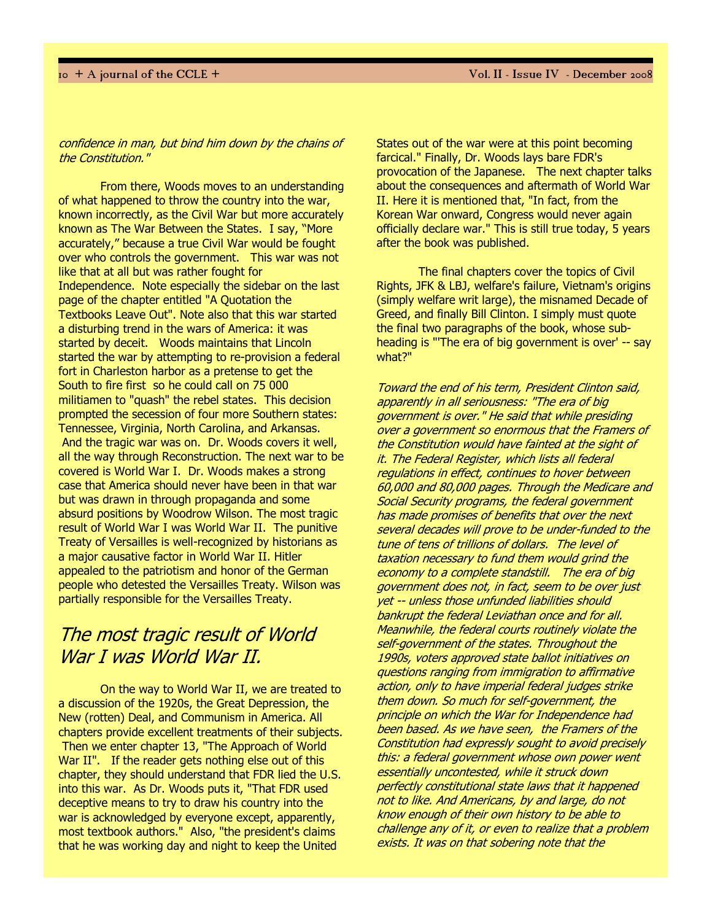*confidence in man, but bind him down by the chains of the Constitution."*

From there, Woods moves to an understanding of what happened to throw the country into the war, known incorrectly, as the Civil War but more accurately known as The War Between the States. I say, "More accurately," because a true Civil War would be fought over who controls the government. This war was not like that at all but was rather fought for Independence. Note especially the sidebar on the last page of the chapter entitled "A Quotation the Textbooks Leave Out". Note also that this war started a disturbing trend in the wars of America: it was started by deceit. Woods maintains that Lincoln started the war by attempting to re-provision a federal fort in Charleston harbor as a pretense to get the South to fire first so he could call on 75 000 militiamen to "quash" the rebel states. This decision prompted the secession of four more Southern states: Tennessee, Virginia, North Carolina, and Arkansas. And the tragic war was on. Dr. Woods covers it well, all the way through Reconstruction. The next war to be covered is World War I. Dr. Woods makes a strong case that America should never have been in that war but was drawn in through propaganda and some absurd positions by Woodrow Wilson. The most tragic result of World War I was World War II. The punitive Treaty of Versailles is well-recognized by historians as a major causative factor in World War II. Hitler appealed to the patriotism and honor of the German people who detested the Versailles Treaty. Wilson was partially responsible for the Versailles Treaty.

## *The most tragic result of World War I was World War II.*

On the way to World War II, we are treated to a discussion of the 1920s, the Great Depression, the New (rotten) Deal, and Communism in America. All chapters provide excellent treatments of their subjects. Then we enter chapter 13, "The Approach of World War II". If the reader gets nothing else out of this chapter, they should understand that FDR lied the U.S. into this war. As Dr. Woods puts it, "That FDR used deceptive means to try to draw his country into the war is acknowledged by everyone except, apparently, most textbook authors." Also, "the president's claims that he was working day and night to keep the United States out of the war were at this point becoming farcical." Finally, Dr. Woods lays bare FDR's provocation of the Japanese. The next chapter talks about the consequences and aftermath of World War II. Here it is mentioned that, "In fact, from the Korean War onward, Congress would never again officially declare war." This is still true today, 5 years after the book was published.

The final chapters cover the topics of Civil Rights, JFK & LBJ, welfare's failure, Vietnam's origins (simply welfare writ large), the misnamed Decade of Greed, and finally Bill Clinton. I simply must quote the final two paragraphs of the book, whose sub-heading is "'The era of big government is over' -- say what?"

*Toward the end of his term, President Clinton said, apparently in all seriousness: "The era of big government is over." He said that while presiding over a government so enormous that the Framers of the Constitution would have fainted at the sight of it. The Federal Register, which lists all federal regulations in effect, continues to hover between 60,000 and 80,000 pages. Through the Medicare and Social Security programs, the federal government has made promises of benefits that over the next several decades will prove to be under-funded to the tune of tens of trillions of dollars. The level of taxation necessary to fund them would grind the economy to a complete standstill. The era of big government does not, in fact, seem to be over just yet -- unless those unfunded liabilities should bankrupt the federal Leviathan once and for all. Meanwhile, the federal courts routinely violate the self-government of the states. Throughout the 1990s, voters approved state ballot initiatives on questions ranging from immigration to affirmative action, only to have imperial federal judges strike them down. So much for self-government, the principle on which the War for Independence had been based. As we have seen, the Framers of the Constitution had expressly sought to avoid precisely this: a federal government whose own power went essentially uncontested, while it struck down perfectly constitutional state laws that it happened not to like. And Americans, by and large, do not know enough of their own history to be able to challenge any of it, or even to realize that a problem exists. It was on that sobering note that the*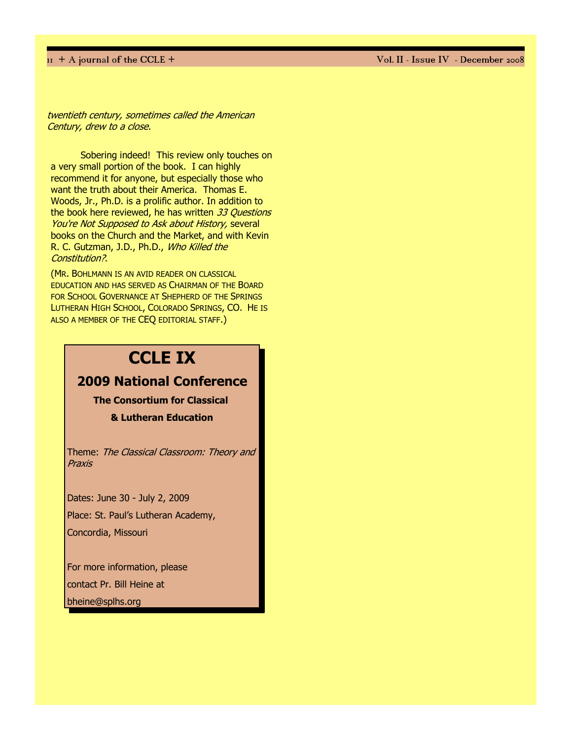*twentieth century, sometimes called the American Century, drew to a close.*

Sobering indeed! This review only touches on a very small portion of the book. I can highly recommend it for anyone, but especially those who want the truth about their America. Thomas E. Woods, Jr., Ph.D. is a prolific author. In addition to the book here reviewed, he has written *33 Questions You're Not Supposed to Ask about History,* several books on the Church and the Market, and with Kevin R. C. Gutzman, J.D., Ph.D., *Who Killed the Constitution?*.

(MR. BOHLMANN IS AN AVID READER ON CLASSICAL EDUCATION AND HAS SERVED AS CHAIRMAN OF THE BOARD FOR SCHOOL GOVERNANCE AT SHEPHERD OF THE SPRINGS LUTHERAN HIGH SCHOOL, COLORADO SPRINGS, CO. HE IS ALSO A MEMBER OF THE CEQ EDITORIAL STAFF.)

# CCLE IX

## 2009 National Conference

**The Consortium for Classical & Lutheran Education**

Theme: *The Classical Classroom: Theory and Praxis*

Dates: June 30 - July 2, 2009

Place: St. Paul's Lutheran Academy, Concordia, Missouri

For more information, please contact Pr. Bill Heine at bheine@splhs.org